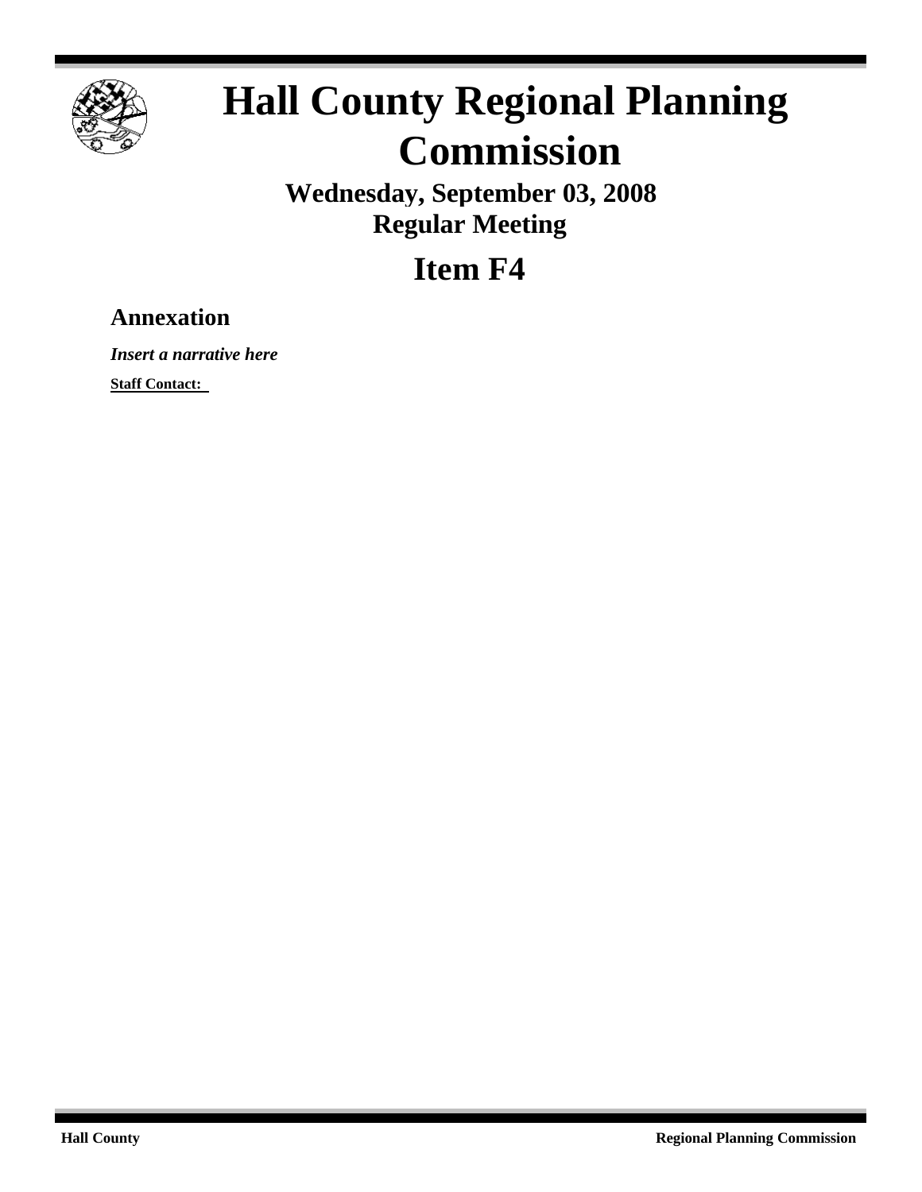# Hall County Regional Planning Commission

**Wednesday, September 03, 2008**
**Regular Meeting**

# Item F4

## Annexation

***Insert a narrative here***

**Staff Contact:**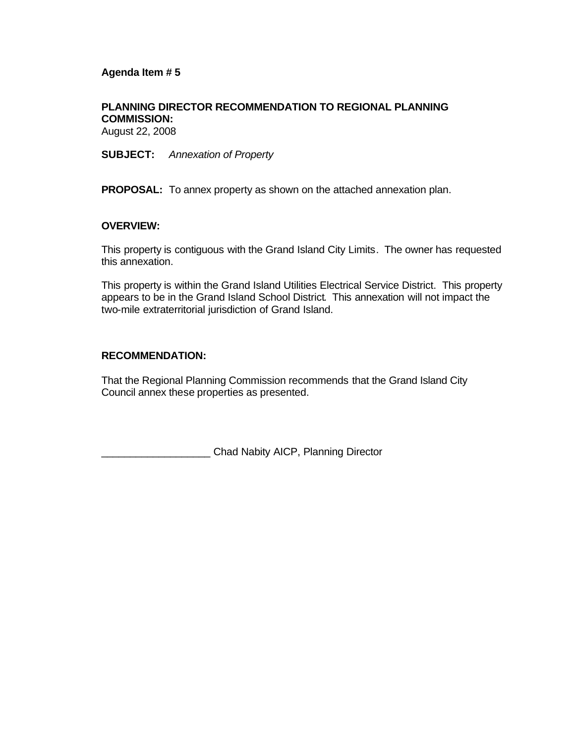**Agenda Item # 5**

**PLANNING DIRECTOR RECOMMENDATION TO REGIONAL PLANNING COMMISSION:**
August 22, 2008

**SUBJECT:** *Annexation of Property*

**PROPOSAL:** To annex property as shown on the attached annexation plan.

**OVERVIEW:**

This property is contiguous with the Grand Island City Limits. The owner has requested this annexation.

This property is within the Grand Island Utilities Electrical Service District. This property appears to be in the Grand Island School District. This annexation will not impact the two-mile extraterritorial jurisdiction of Grand Island.

**RECOMMENDATION:**

That the Regional Planning Commission recommends that the Grand Island City Council annex these properties as presented.

___________________ Chad Nabity AICP, Planning Director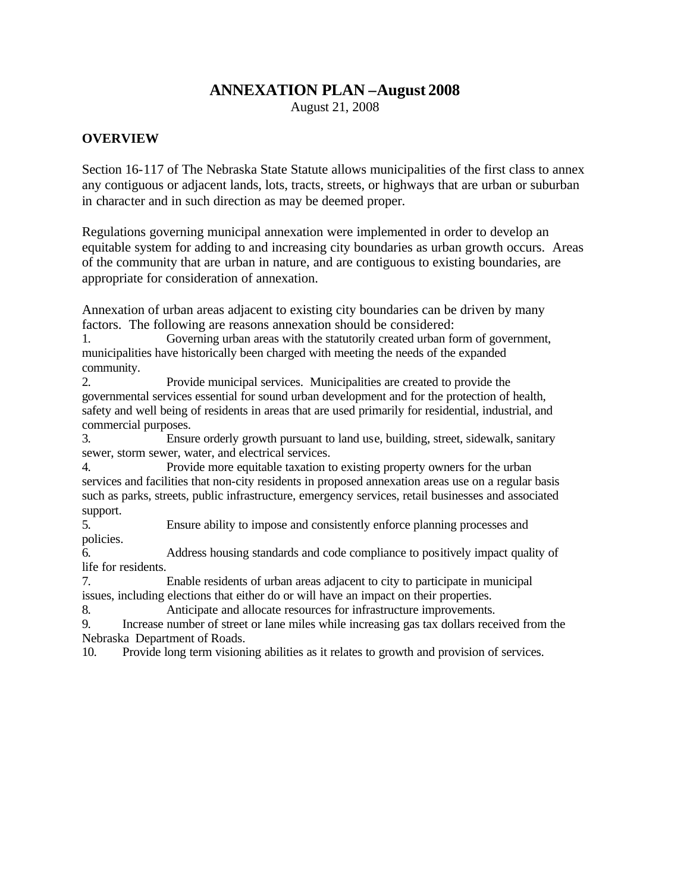# ANNEXATION PLAN –August 2008

August 21, 2008

## OVERVIEW

Section 16-117 of The Nebraska State Statute allows municipalities of the first class to annex any contiguous or adjacent lands, lots, tracts, streets, or highways that are urban or suburban in character and in such direction as may be deemed proper.

Regulations governing municipal annexation were implemented in order to develop an equitable system for adding to and increasing city boundaries as urban growth occurs. Areas of the community that are urban in nature, and are contiguous to existing boundaries, are appropriate for consideration of annexation.

Annexation of urban areas adjacent to existing city boundaries can be driven by many factors. The following are reasons annexation should be considered:

1. Governing urban areas with the statutorily created urban form of government, municipalities have historically been charged with meeting the needs of the expanded community.
2. Provide municipal services. Municipalities are created to provide the governmental services essential for sound urban development and for the protection of health, safety and well being of residents in areas that are used primarily for residential, industrial, and commercial purposes.
3. Ensure orderly growth pursuant to land use, building, street, sidewalk, sanitary sewer, storm sewer, water, and electrical services.
4. Provide more equitable taxation to existing property owners for the urban services and facilities that non-city residents in proposed annexation areas use on a regular basis such as parks, streets, public infrastructure, emergency services, retail businesses and associated support.
5. Ensure ability to impose and consistently enforce planning processes and policies.
6. Address housing standards and code compliance to positively impact quality of life for residents.
7. Enable residents of urban areas adjacent to city to participate in municipal issues, including elections that either do or will have an impact on their properties.
8. Anticipate and allocate resources for infrastructure improvements.
9. Increase number of street or lane miles while increasing gas tax dollars received from the Nebraska Department of Roads.
10. Provide long term visioning abilities as it relates to growth and provision of services.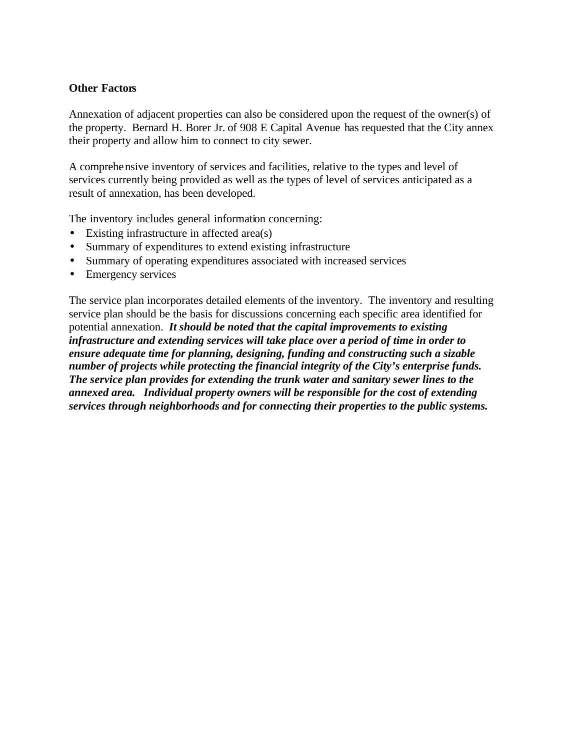**Other Factors**

Annexation of adjacent properties can also be considered upon the request of the owner(s) of the property. Bernard H. Borer Jr. of 908 E Capital Avenue has requested that the City annex their property and allow him to connect to city sewer.

A comprehensive inventory of services and facilities, relative to the types and level of services currently being provided as well as the types of level of services anticipated as a result of annexation, has been developed.

The inventory includes general information concerning:

- Existing infrastructure in affected area(s)
- Summary of expenditures to extend existing infrastructure
- Summary of operating expenditures associated with increased services
- Emergency services

The service plan incorporates detailed elements of the inventory. The inventory and resulting service plan should be the basis for discussions concerning each specific area identified for potential annexation. ***It should be noted that the capital improvements to existing infrastructure and extending services will take place over a period of time in order to ensure adequate time for planning, designing, funding and constructing such a sizable number of projects while protecting the financial integrity of the City's enterprise funds. The service plan provides for extending the trunk water and sanitary sewer lines to the annexed area. Individual property owners will be responsible for the cost of extending services through neighborhoods and for connecting their properties to the public systems.***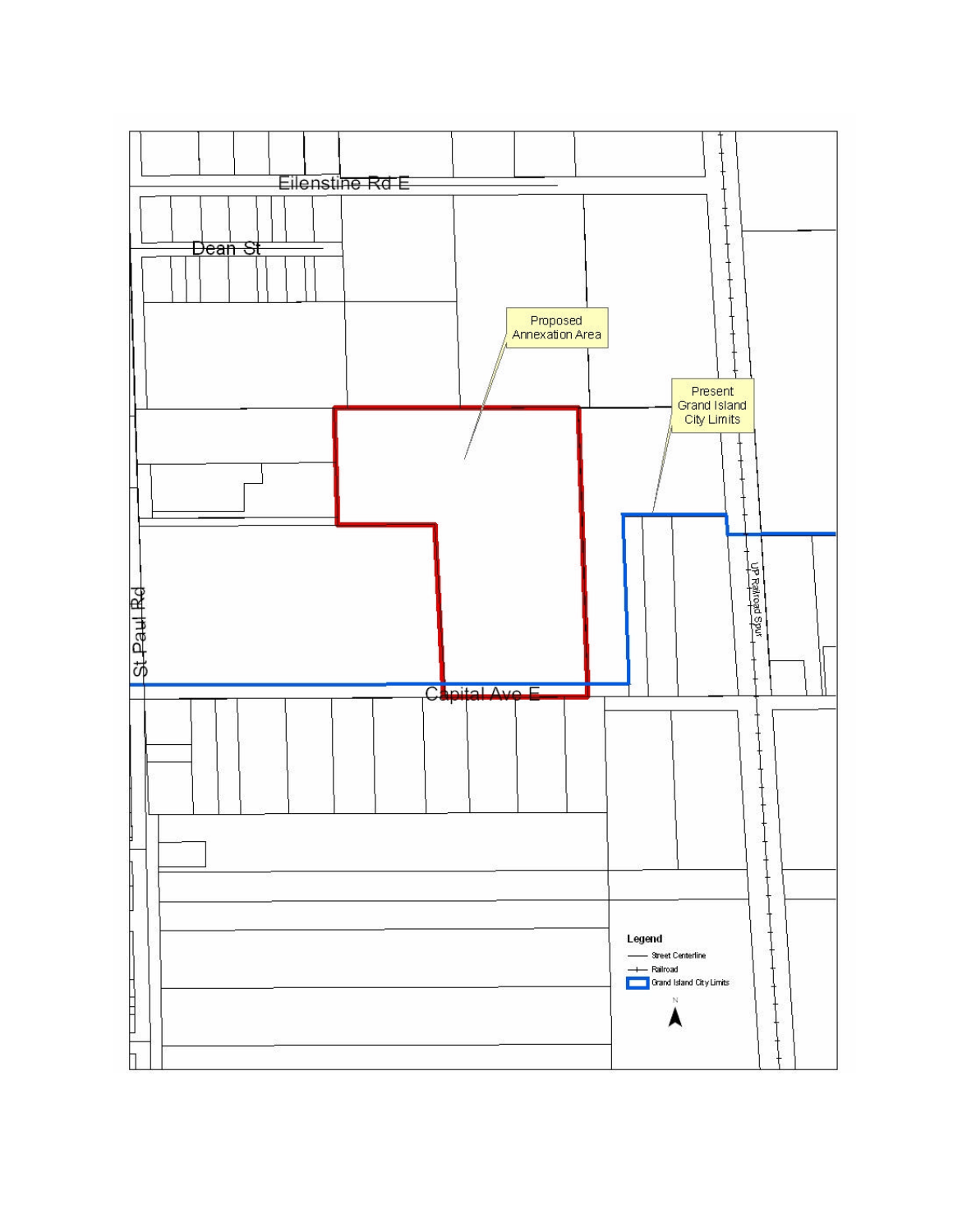Eilenstine Rd E

Dean St

Proposed Annexation Area

Present Grand Island City Limits

St Paul Rd

UP Railroad Spur

Capital Ave E

Legend

Street Centerline

Railroad

Grand Island City Limits

N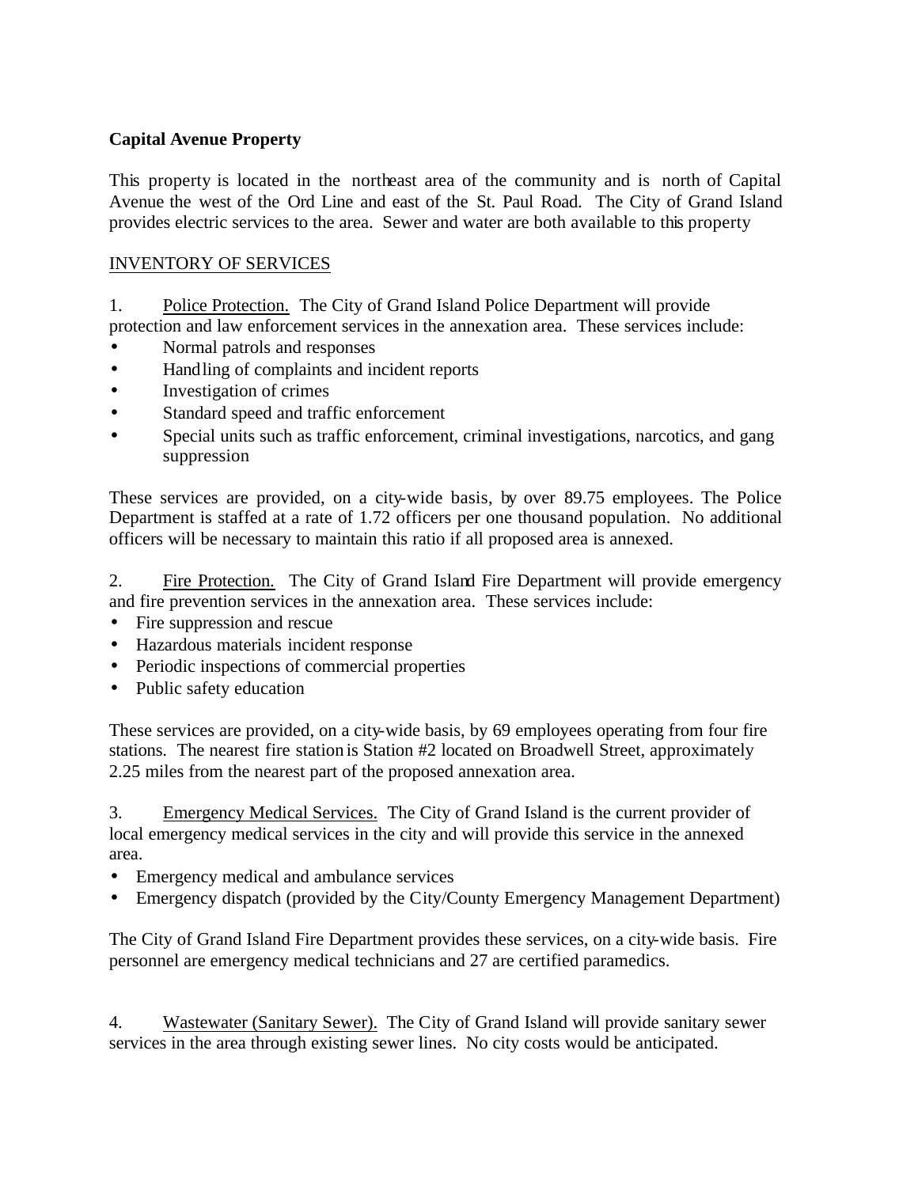**Capital Avenue Property**

This property is located in the northeast area of the community and is north of Capital Avenue the west of the Ord Line and east of the St. Paul Road. The City of Grand Island provides electric services to the area. Sewer and water are both available to this property

INVENTORY OF SERVICES

1. Police Protection. The City of Grand Island Police Department will provide protection and law enforcement services in the annexation area. These services include:

- Normal patrols and responses
- Handling of complaints and incident reports
- Investigation of crimes
- Standard speed and traffic enforcement
- Special units such as traffic enforcement, criminal investigations, narcotics, and gang suppression

These services are provided, on a city-wide basis, by over 89.75 employees. The Police Department is staffed at a rate of 1.72 officers per one thousand population. No additional officers will be necessary to maintain this ratio if all proposed area is annexed.

2. Fire Protection. The City of Grand Island Fire Department will provide emergency and fire prevention services in the annexation area. These services include:

- Fire suppression and rescue
- Hazardous materials incident response
- Periodic inspections of commercial properties
- Public safety education

These services are provided, on a city-wide basis, by 69 employees operating from four fire stations. The nearest fire station is Station #2 located on Broadwell Street, approximately 2.25 miles from the nearest part of the proposed annexation area.

3. Emergency Medical Services. The City of Grand Island is the current provider of local emergency medical services in the city and will provide this service in the annexed area.

- Emergency medical and ambulance services
- Emergency dispatch (provided by the City/County Emergency Management Department)

The City of Grand Island Fire Department provides these services, on a city-wide basis. Fire personnel are emergency medical technicians and 27 are certified paramedics.

4. Wastewater (Sanitary Sewer). The City of Grand Island will provide sanitary sewer services in the area through existing sewer lines. No city costs would be anticipated.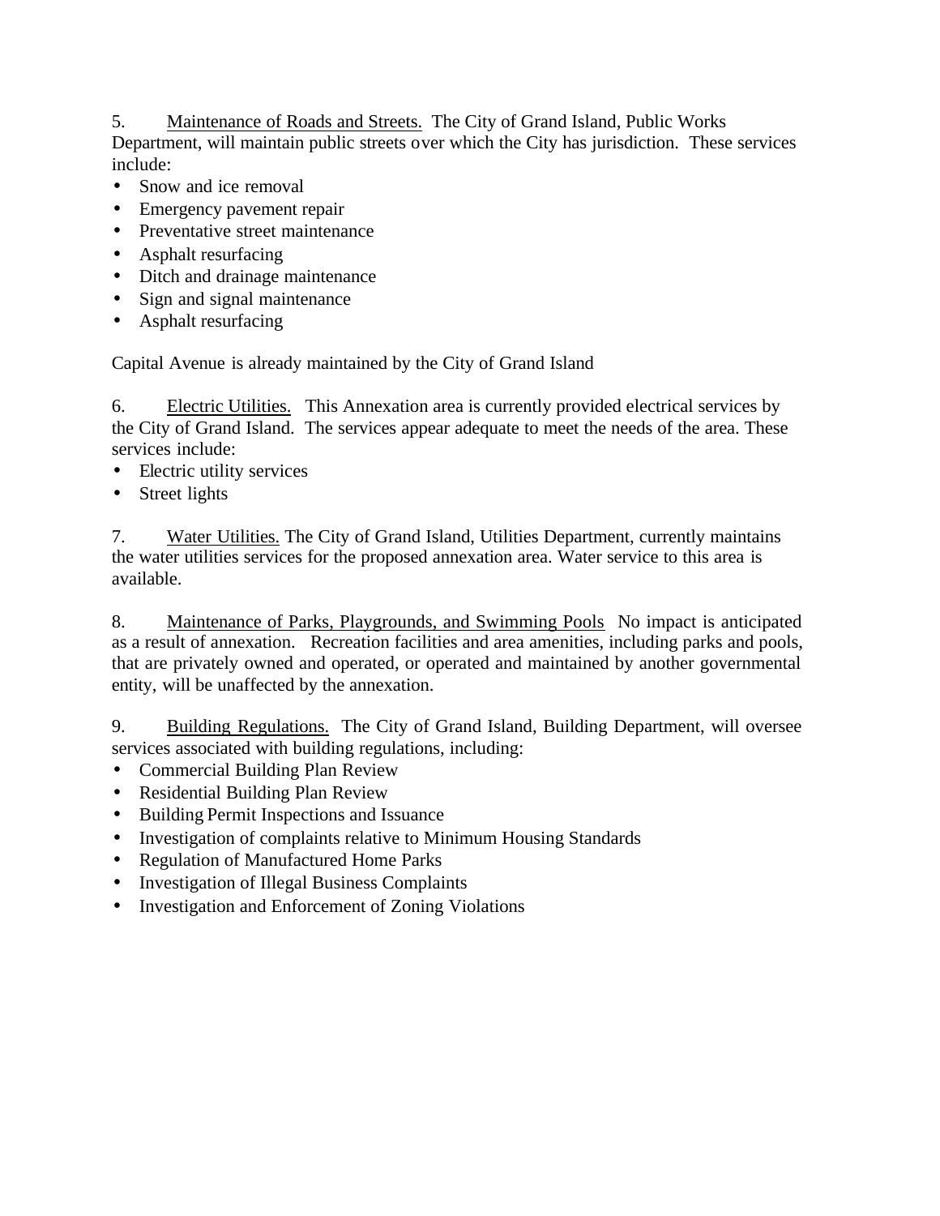5. <u>Maintenance of Roads and Streets.</u> The City of Grand Island, Public Works Department, will maintain public streets over which the City has jurisdiction. These services include:

- Snow and ice removal
- Emergency pavement repair
- Preventative street maintenance
- Asphalt resurfacing
- Ditch and drainage maintenance
- Sign and signal maintenance
- Asphalt resurfacing

Capital Avenue is already maintained by the City of Grand Island

6. <u>Electric Utilities.</u> This Annexation area is currently provided electrical services by the City of Grand Island. The services appear adequate to meet the needs of the area. These services include:

- Electric utility services
- Street lights

7. <u>Water Utilities.</u> The City of Grand Island, Utilities Department, currently maintains the water utilities services for the proposed annexation area. Water service to this area is available.

8. <u>Maintenance of Parks, Playgrounds, and Swimming Pools</u> No impact is anticipated as a result of annexation. Recreation facilities and area amenities, including parks and pools, that are privately owned and operated, or operated and maintained by another governmental entity, will be unaffected by the annexation.

9. <u>Building Regulations.</u> The City of Grand Island, Building Department, will oversee services associated with building regulations, including:

- Commercial Building Plan Review
- Residential Building Plan Review
- Building Permit Inspections and Issuance
- Investigation of complaints relative to Minimum Housing Standards
- Regulation of Manufactured Home Parks
- Investigation of Illegal Business Complaints
- Investigation and Enforcement of Zoning Violations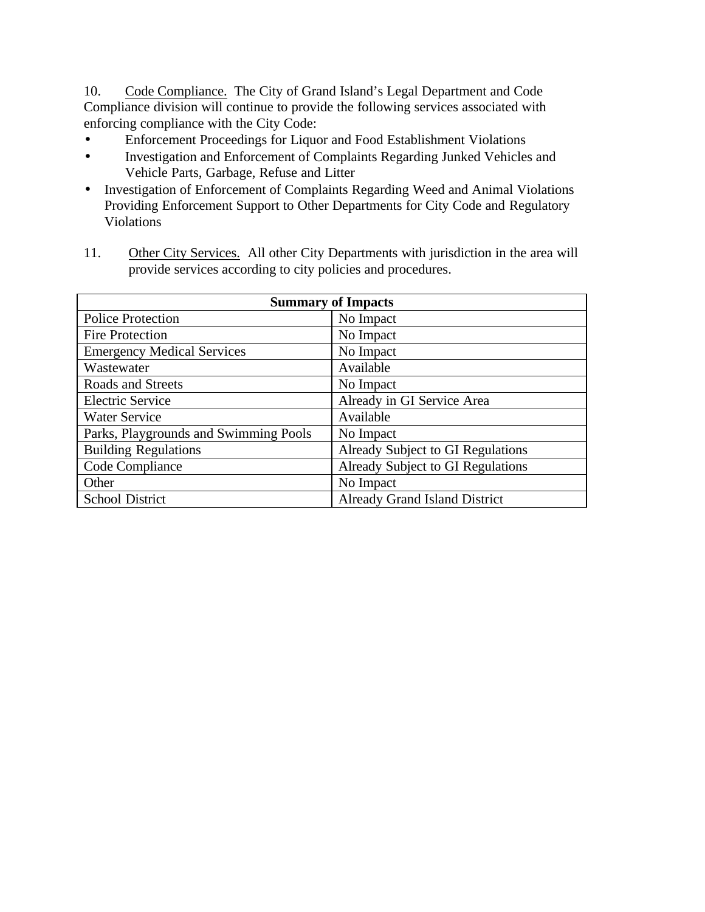10. <u>Code Compliance.</u> The City of Grand Island's Legal Department and Code Compliance division will continue to provide the following services associated with enforcing compliance with the City Code:

- Enforcement Proceedings for Liquor and Food Establishment Violations
- Investigation and Enforcement of Complaints Regarding Junked Vehicles and Vehicle Parts, Garbage, Refuse and Litter
- Investigation of Enforcement of Complaints Regarding Weed and Animal Violations Providing Enforcement Support to Other Departments for City Code and Regulatory Violations

11. <u>Other City Services.</u> All other City Departments with jurisdiction in the area will provide services according to city policies and procedures.

| **Summary of Impacts** | |
|---|---|
| Police Protection | No Impact |
| Fire Protection | No Impact |
| Emergency Medical Services | No Impact |
| Wastewater | Available |
| Roads and Streets | No Impact |
| Electric Service | Already in GI Service Area |
| Water Service | Available |
| Parks, Playgrounds and Swimming Pools | No Impact |
| Building Regulations | Already Subject to GI Regulations |
| Code Compliance | Already Subject to GI Regulations |
| Other | No Impact |
| School District | Already Grand Island District |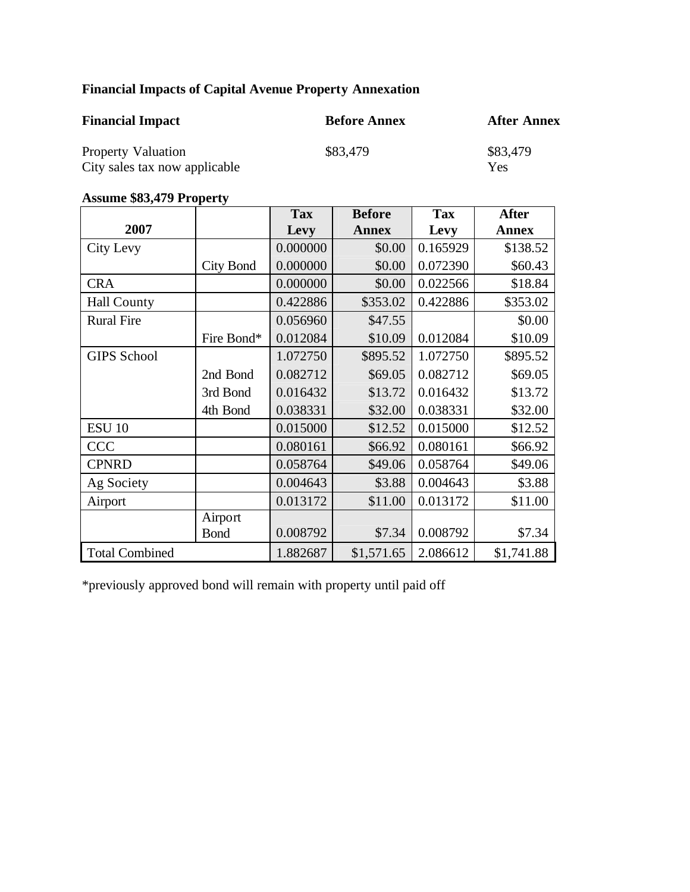**Financial Impacts of Capital Avenue Property Annexation**

| **Financial Impact** | **Before Annex** | **After Annex** |
|---|---|---|
| Property Valuation | $83,479 | $83,479 |
| City sales tax now applicable | | Yes |

**Assume $83,479 Property**

| 2007 | | Tax Levy | Before Annex | Tax Levy | After Annex |
|---|---|---|---|---|---|
| City Levy | | 0.000000 | $0.00 | 0.165929 | $138.52 |
| | City Bond | 0.000000 | $0.00 | 0.072390 | $60.43 |
| CRA | | 0.000000 | $0.00 | 0.022566 | $18.84 |
| Hall County | | 0.422886 | $353.02 | 0.422886 | $353.02 |
| Rural Fire | | 0.056960 | $47.55 | | $0.00 |
| | Fire Bond* | 0.012084 | $10.09 | 0.012084 | $10.09 |
| GIPS School | | 1.072750 | $895.52 | 1.072750 | $895.52 |
| | 2nd Bond | 0.082712 | $69.05 | 0.082712 | $69.05 |
| | 3rd Bond | 0.016432 | $13.72 | 0.016432 | $13.72 |
| | 4th Bond | 0.038331 | $32.00 | 0.038331 | $32.00 |
| ESU 10 | | 0.015000 | $12.52 | 0.015000 | $12.52 |
| CCC | | 0.080161 | $66.92 | 0.080161 | $66.92 |
| CPNRD | | 0.058764 | $49.06 | 0.058764 | $49.06 |
| Ag Society | | 0.004643 | $3.88 | 0.004643 | $3.88 |
| Airport | | 0.013172 | $11.00 | 0.013172 | $11.00 |
| | Airport Bond | 0.008792 | $7.34 | 0.008792 | $7.34 |
| Total Combined | | 1.882687 | $1,571.65 | 2.086612 | $1,741.88 |

*previously approved bond will remain with property until paid off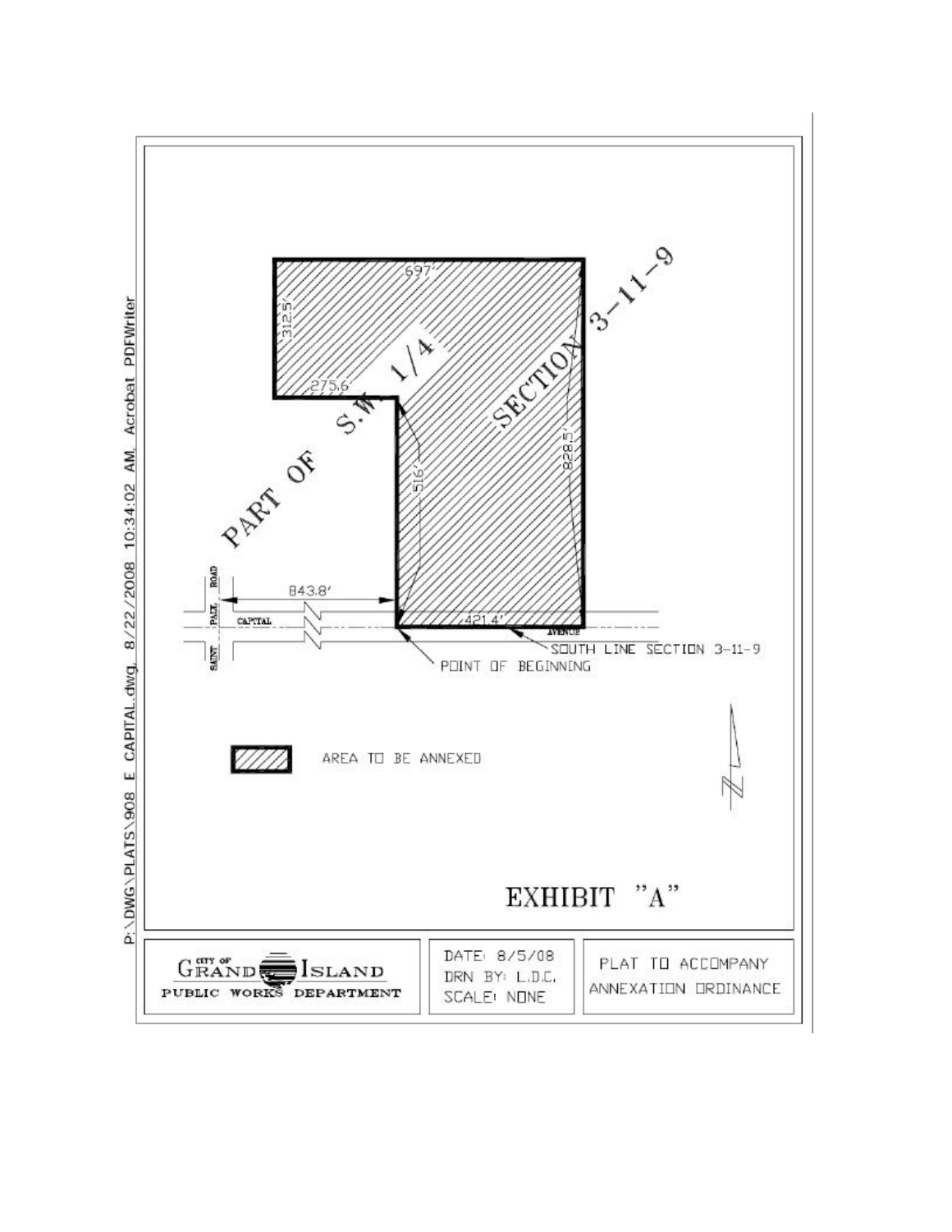PART OF S.W. 1/4 SECTION 3-11-9

697'

312.5'

275.6'

516'

828.5'

843.8'

421.4'

SAINT PAUL ROAD

CAPITAL AVENUE

SOUTH LINE SECTION 3-11-9

POINT OF BEGINNING

AREA TO BE ANNEXED

N

EXHIBIT "A"

CITY OF GRAND ISLAND PUBLIC WORKS DEPARTMENT

DATE: 8/5/08
DRN BY: L.D.C.
SCALE: NONE

PLAT TO ACCOMPANY ANNEXATION ORDINANCE

P:\DWG\PLATS\908 E CAPITAL.dwg, 8/22/2008 10:34:02 AM, Acrobat PDFWriter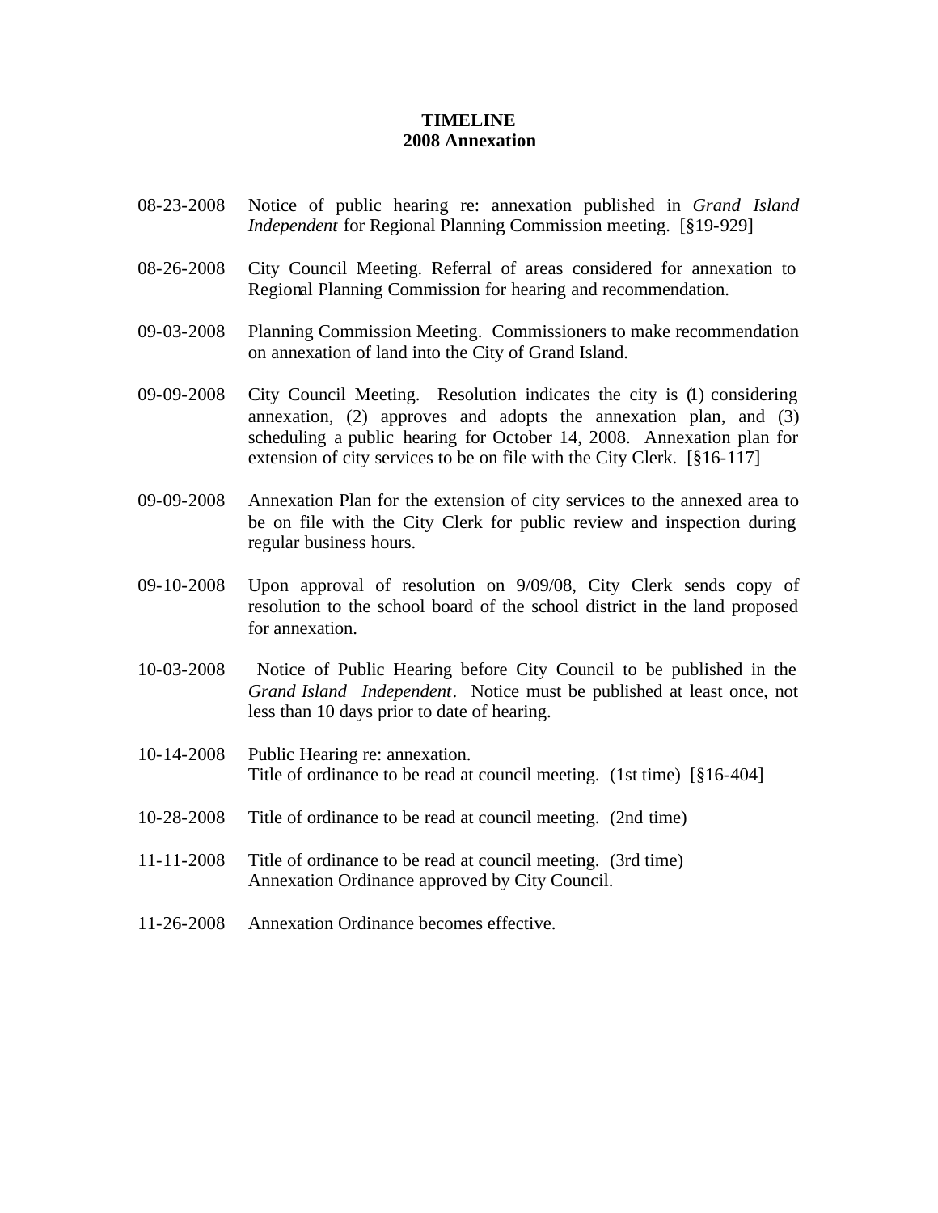**TIMELINE**
**2008 Annexation**

08-23-2008 Notice of public hearing re: annexation published in *Grand Island Independent* for Regional Planning Commission meeting. [§19-929]

08-26-2008 City Council Meeting. Referral of areas considered for annexation to Regional Planning Commission for hearing and recommendation.

09-03-2008 Planning Commission Meeting. Commissioners to make recommendation on annexation of land into the City of Grand Island.

09-09-2008 City Council Meeting. Resolution indicates the city is (1) considering annexation, (2) approves and adopts the annexation plan, and (3) scheduling a public hearing for October 14, 2008. Annexation plan for extension of city services to be on file with the City Clerk. [§16-117]

09-09-2008 Annexation Plan for the extension of city services to the annexed area to be on file with the City Clerk for public review and inspection during regular business hours.

09-10-2008 Upon approval of resolution on 9/09/08, City Clerk sends copy of resolution to the school board of the school district in the land proposed for annexation.

10-03-2008 Notice of Public Hearing before City Council to be published in the *Grand Island Independent*. Notice must be published at least once, not less than 10 days prior to date of hearing.

10-14-2008 Public Hearing re: annexation.
Title of ordinance to be read at council meeting. (1st time) [§16-404]

10-28-2008 Title of ordinance to be read at council meeting. (2nd time)

11-11-2008 Title of ordinance to be read at council meeting. (3rd time)
Annexation Ordinance approved by City Council.

11-26-2008 Annexation Ordinance becomes effective.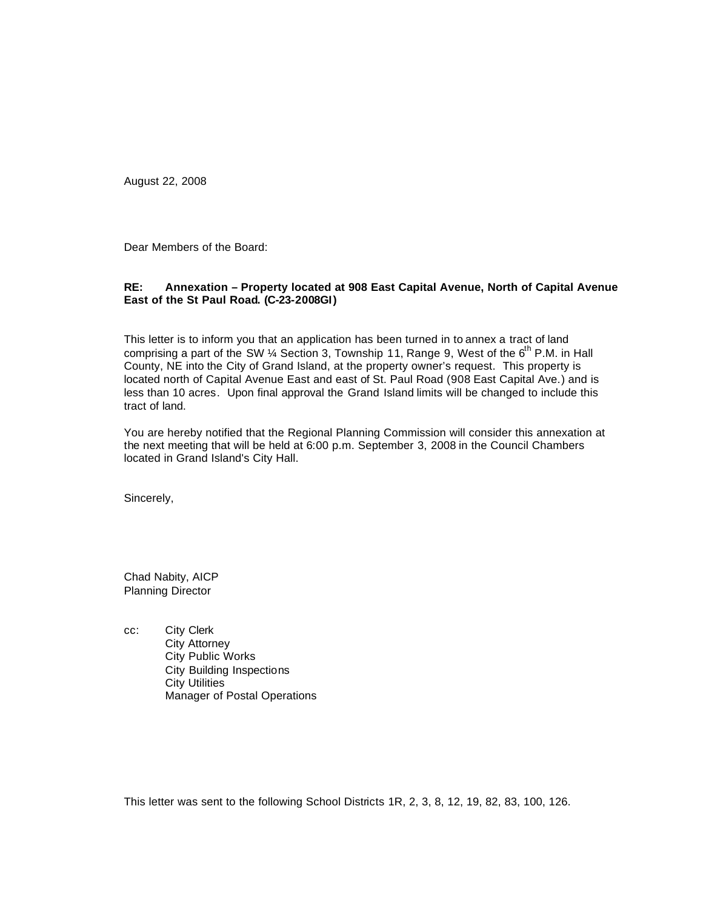August 22, 2008

Dear Members of the Board:

**RE: Annexation – Property located at 908 East Capital Avenue, North of Capital Avenue East of the St Paul Road. (C-23-2008GI)**

This letter is to inform you that an application has been turned in to annex a tract of land comprising a part of the SW ¼ Section 3, Township 11, Range 9, West of the 6th P.M. in Hall County, NE into the City of Grand Island, at the property owner's request. This property is located north of Capital Avenue East and east of St. Paul Road (908 East Capital Ave.) and is less than 10 acres. Upon final approval the Grand Island limits will be changed to include this tract of land.

You are hereby notified that the Regional Planning Commission will consider this annexation at the next meeting that will be held at 6:00 p.m. September 3, 2008 in the Council Chambers located in Grand Island's City Hall.

Sincerely,

Chad Nabity, AICP
Planning Director

cc: City Clerk
City Attorney
City Public Works
City Building Inspections
City Utilities
Manager of Postal Operations

This letter was sent to the following School Districts 1R, 2, 3, 8, 12, 19, 82, 83, 100, 126.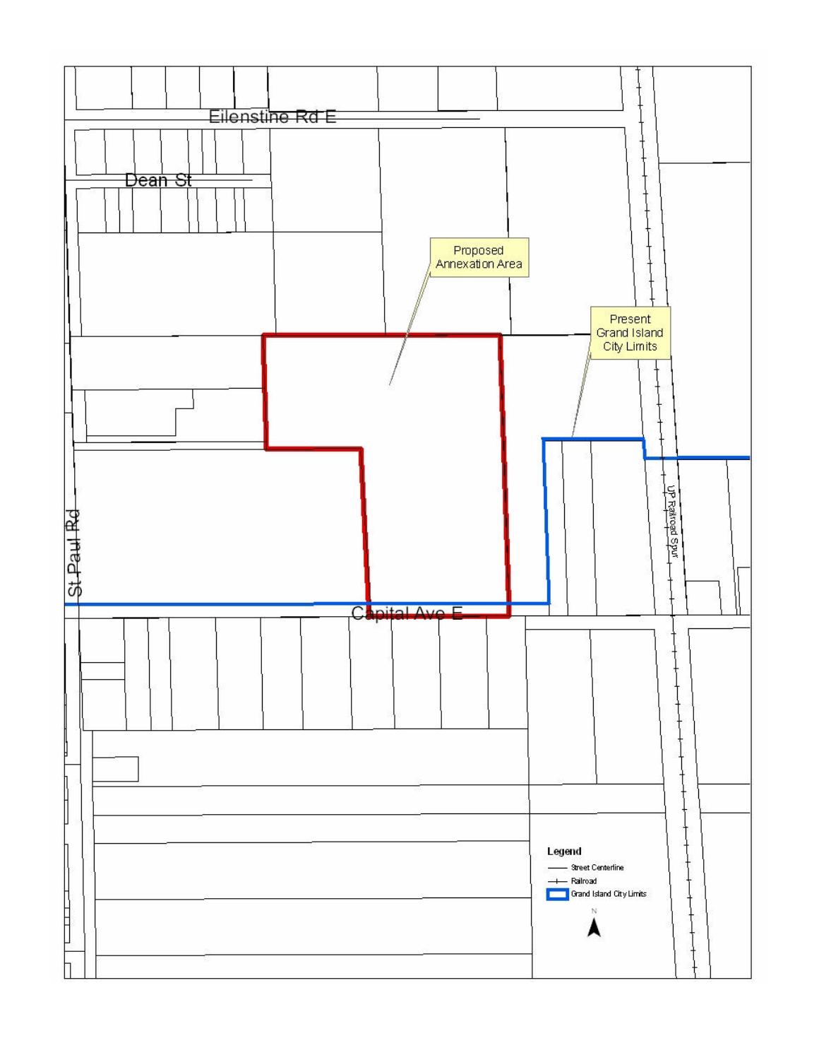Eilenstine Rd E

Dean St

Proposed Annexation Area

Present Grand Island City Limits

St Paul Rd

UP Railroad Spur

Capital Ave E

Legend

Street Centerline

Railroad

Grand Island City Limits

N